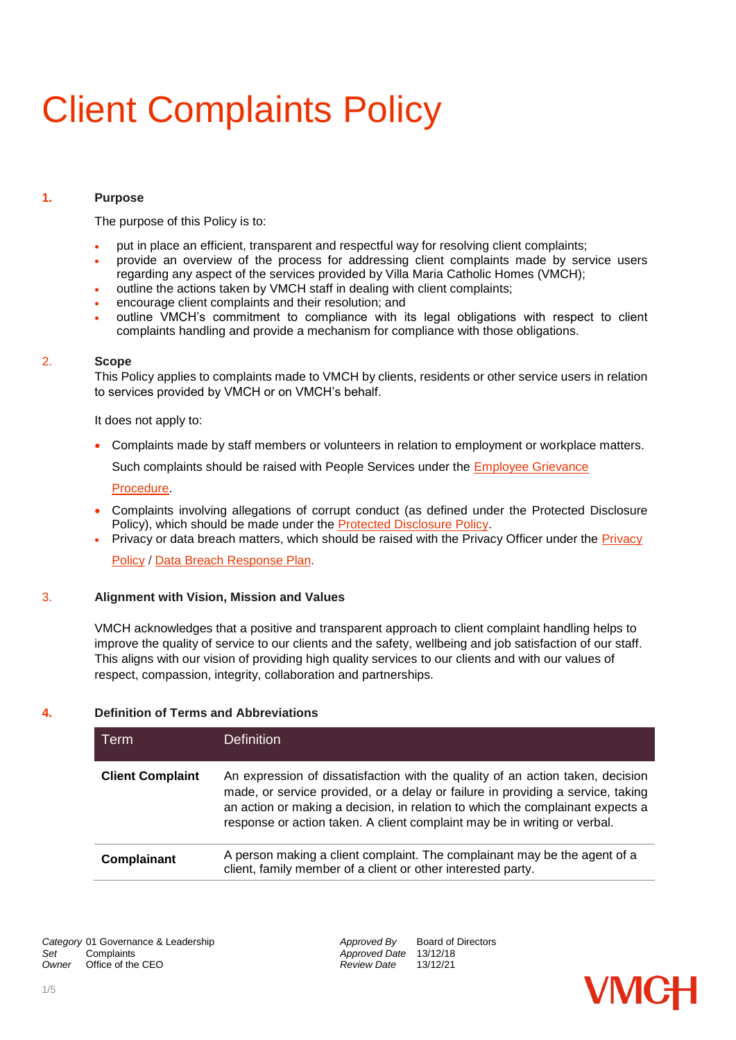# Client Complaints Policy

## 1. Purpose

The purpose of this Policy is to:

- put in place an efficient, transparent and respectful way for resolving client complaints;
- provide an overview of the process for addressing client complaints made by service users regarding any aspect of the services provided by Villa Maria Catholic Homes (VMCH);
- outline the actions taken by VMCH staff in dealing with client complaints;
- encourage client complaints and their resolution; and
- outline VMCH's commitment to compliance with its legal obligations with respect to client complaints handling and provide a mechanism for compliance with those obligations.

## 2. Scope

This Policy applies to complaints made to VMCH by clients, residents or other service users in relation to services provided by VMCH or on VMCH's behalf.

It does not apply to:

- Complaints made by staff members or volunteers in relation to employment or workplace matters. Such complaints should be raised with People Services under the Employee Grievance Procedure.
- Complaints involving allegations of corrupt conduct (as defined under the Protected Disclosure Policy), which should be made under the Protected Disclosure Policy.
- Privacy or data breach matters, which should be raised with the Privacy Officer under the Privacy Policy / Data Breach Response Plan.

## 3. Alignment with Vision, Mission and Values

VMCH acknowledges that a positive and transparent approach to client complaint handling helps to improve the quality of service to our clients and the safety, wellbeing and job satisfaction of our staff. This aligns with our vision of providing high quality services to our clients and with our values of respect, compassion, integrity, collaboration and partnerships.

## 4. Definition of Terms and Abbreviations

| Term | Definition |
|---|---|
| **Client Complaint** | An expression of dissatisfaction with the quality of an action taken, decision made, or service provided, or a delay or failure in providing a service, taking an action or making a decision, in relation to which the complainant expects a response or action taken. A client complaint may be in writing or verbal. |
| **Complainant** | A person making a client complaint. The complainant may be the agent of a client, family member of a client or other interested party. |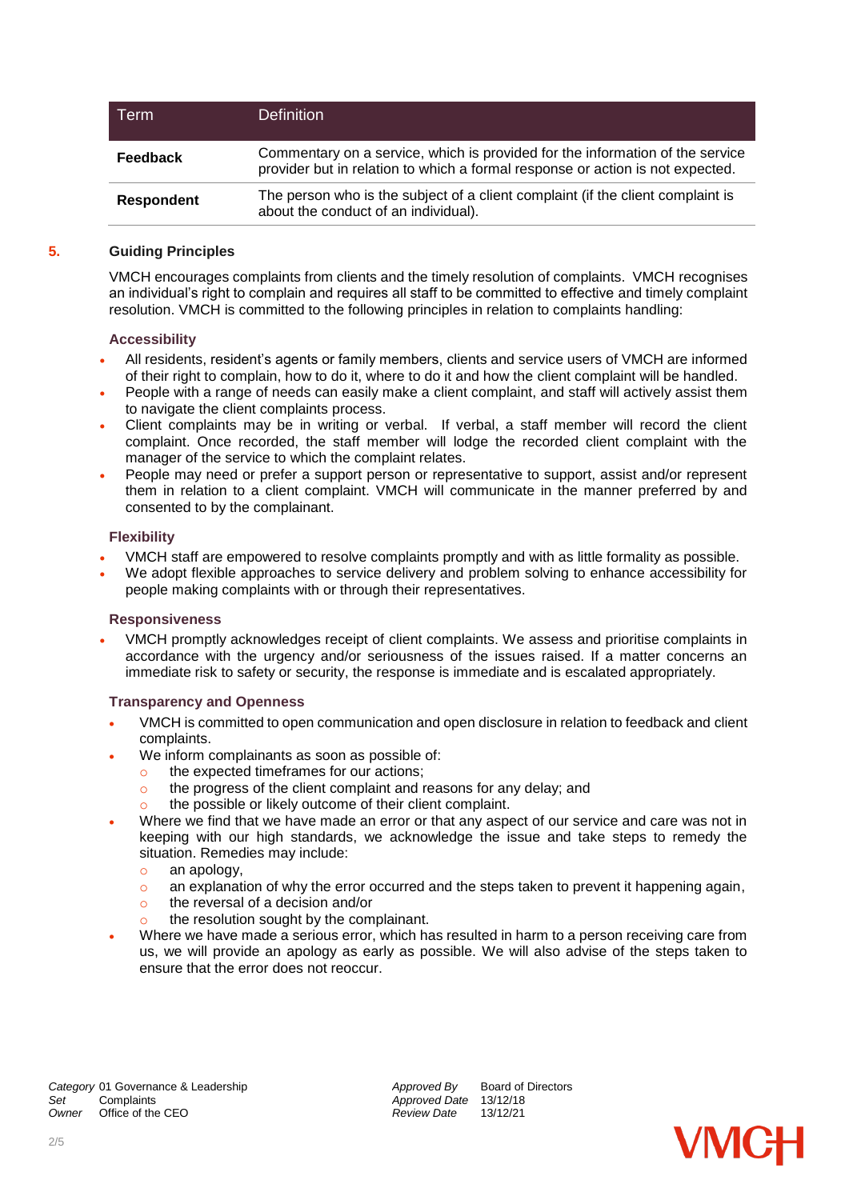| Term | Definition |
|---|---|
| **Feedback** | Commentary on a service, which is provided for the information of the service provider but in relation to which a formal response or action is not expected. |
| **Respondent** | The person who is the subject of a client complaint (if the client complaint is about the conduct of an individual). |

## 5. Guiding Principles

VMCH encourages complaints from clients and the timely resolution of complaints. VMCH recognises an individual's right to complain and requires all staff to be committed to effective and timely complaint resolution. VMCH is committed to the following principles in relation to complaints handling:

### Accessibility

- All residents, resident's agents or family members, clients and service users of VMCH are informed of their right to complain, how to do it, where to do it and how the client complaint will be handled.
- People with a range of needs can easily make a client complaint, and staff will actively assist them to navigate the client complaints process.
- Client complaints may be in writing or verbal. If verbal, a staff member will record the client complaint. Once recorded, the staff member will lodge the recorded client complaint with the manager of the service to which the complaint relates.
- People may need or prefer a support person or representative to support, assist and/or represent them in relation to a client complaint. VMCH will communicate in the manner preferred by and consented to by the complainant.

### Flexibility

- VMCH staff are empowered to resolve complaints promptly and with as little formality as possible.
- We adopt flexible approaches to service delivery and problem solving to enhance accessibility for people making complaints with or through their representatives.

### Responsiveness

- VMCH promptly acknowledges receipt of client complaints. We assess and prioritise complaints in accordance with the urgency and/or seriousness of the issues raised. If a matter concerns an immediate risk to safety or security, the response is immediate and is escalated appropriately.

### Transparency and Openness

- VMCH is committed to open communication and open disclosure in relation to feedback and client complaints.
- We inform complainants as soon as possible of:
  - the expected timeframes for our actions;
  - the progress of the client complaint and reasons for any delay; and
  - the possible or likely outcome of their client complaint.
- Where we find that we have made an error or that any aspect of our service and care was not in keeping with our high standards, we acknowledge the issue and take steps to remedy the situation. Remedies may include:
  - an apology,
  - an explanation of why the error occurred and the steps taken to prevent it happening again,
  - the reversal of a decision and/or
  - the resolution sought by the complainant.
- Where we have made a serious error, which has resulted in harm to a person receiving care from us, we will provide an apology as early as possible. We will also advise of the steps taken to ensure that the error does not reoccur.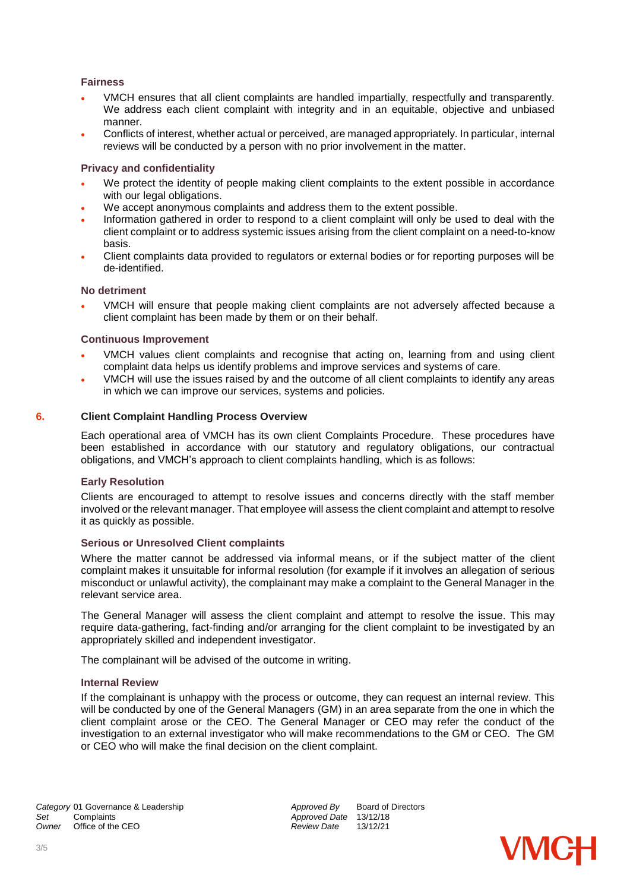### Fairness

- VMCH ensures that all client complaints are handled impartially, respectfully and transparently. We address each client complaint with integrity and in an equitable, objective and unbiased manner.
- Conflicts of interest, whether actual or perceived, are managed appropriately. In particular, internal reviews will be conducted by a person with no prior involvement in the matter.

### Privacy and confidentiality

- We protect the identity of people making client complaints to the extent possible in accordance with our legal obligations.
- We accept anonymous complaints and address them to the extent possible.
- Information gathered in order to respond to a client complaint will only be used to deal with the client complaint or to address systemic issues arising from the client complaint on a need-to-know basis.
- Client complaints data provided to regulators or external bodies or for reporting purposes will be de-identified.

### No detriment

- VMCH will ensure that people making client complaints are not adversely affected because a client complaint has been made by them or on their behalf.

### Continuous Improvement

- VMCH values client complaints and recognise that acting on, learning from and using client complaint data helps us identify problems and improve services and systems of care.
- VMCH will use the issues raised by and the outcome of all client complaints to identify any areas in which we can improve our services, systems and policies.

## 6. Client Complaint Handling Process Overview

Each operational area of VMCH has its own client Complaints Procedure. These procedures have been established in accordance with our statutory and regulatory obligations, our contractual obligations, and VMCH's approach to client complaints handling, which is as follows:

### Early Resolution

Clients are encouraged to attempt to resolve issues and concerns directly with the staff member involved or the relevant manager. That employee will assess the client complaint and attempt to resolve it as quickly as possible.

### Serious or Unresolved Client complaints

Where the matter cannot be addressed via informal means, or if the subject matter of the client complaint makes it unsuitable for informal resolution (for example if it involves an allegation of serious misconduct or unlawful activity), the complainant may make a complaint to the General Manager in the relevant service area.

The General Manager will assess the client complaint and attempt to resolve the issue. This may require data-gathering, fact-finding and/or arranging for the client complaint to be investigated by an appropriately skilled and independent investigator.

The complainant will be advised of the outcome in writing.

### Internal Review

If the complainant is unhappy with the process or outcome, they can request an internal review. This will be conducted by one of the General Managers (GM) in an area separate from the one in which the client complaint arose or the CEO. The General Manager or CEO may refer the conduct of the investigation to an external investigator who will make recommendations to the GM or CEO. The GM or CEO who will make the final decision on the client complaint.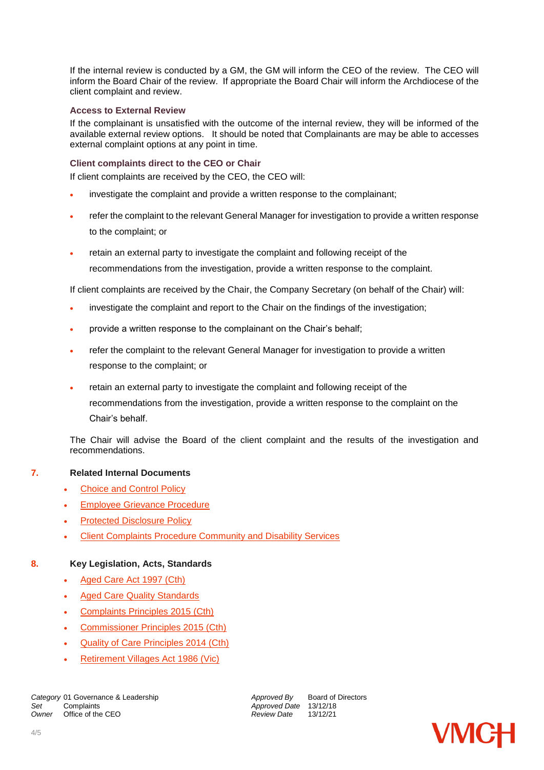If the internal review is conducted by a GM, the GM will inform the CEO of the review. The CEO will inform the Board Chair of the review. If appropriate the Board Chair will inform the Archdiocese of the client complaint and review.

### Access to External Review

If the complainant is unsatisfied with the outcome of the internal review, they will be informed of the available external review options. It should be noted that Complainants are may be able to accesses external complaint options at any point in time.

### Client complaints direct to the CEO or Chair

If client complaints are received by the CEO, the CEO will:

- investigate the complaint and provide a written response to the complainant;
- refer the complaint to the relevant General Manager for investigation to provide a written response to the complaint; or
- retain an external party to investigate the complaint and following receipt of the recommendations from the investigation, provide a written response to the complaint.

If client complaints are received by the Chair, the Company Secretary (on behalf of the Chair) will:

- investigate the complaint and report to the Chair on the findings of the investigation;
- provide a written response to the complainant on the Chair's behalf;
- refer the complaint to the relevant General Manager for investigation to provide a written response to the complaint; or
- retain an external party to investigate the complaint and following receipt of the recommendations from the investigation, provide a written response to the complaint on the Chair's behalf.

The Chair will advise the Board of the client complaint and the results of the investigation and recommendations.

## 7. Related Internal Documents

- Choice and Control Policy
- Employee Grievance Procedure
- Protected Disclosure Policy
- Client Complaints Procedure Community and Disability Services

## 8. Key Legislation, Acts, Standards

- Aged Care Act 1997 (Cth)
- Aged Care Quality Standards
- Complaints Principles 2015 (Cth)
- Commissioner Principles 2015 (Cth)
- Quality of Care Principles 2014 (Cth)
- Retirement Villages Act 1986 (Vic)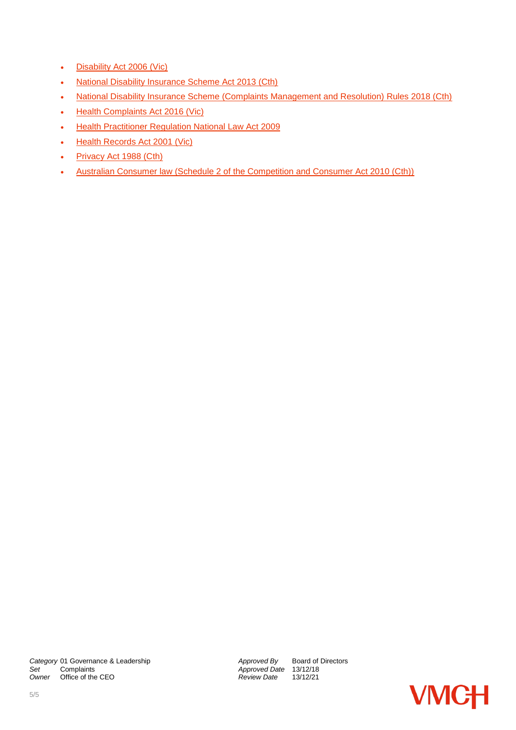- Disability Act 2006 (Vic)
- National Disability Insurance Scheme Act 2013 (Cth)
- National Disability Insurance Scheme (Complaints Management and Resolution) Rules 2018 (Cth)
- Health Complaints Act 2016 (Vic)
- Health Practitioner Regulation National Law Act 2009
- Health Records Act 2001 (Vic)
- Privacy Act 1988 (Cth)
- Australian Consumer law (Schedule 2 of the Competition and Consumer Act 2010 (Cth))